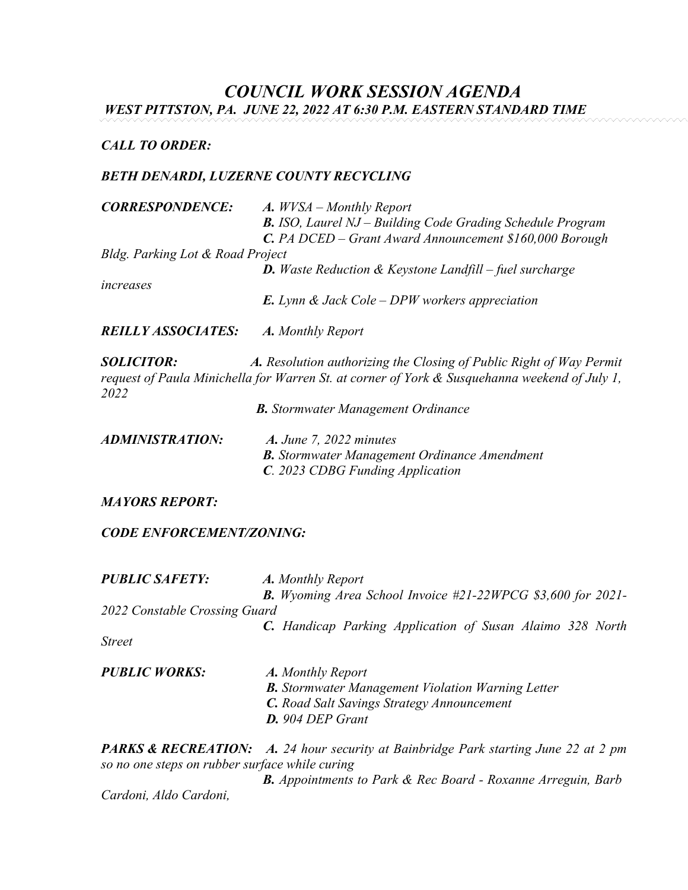# *COUNCIL WORK SESSION AGENDA*

## *WEST PITTSTON, PA. JUNE 22, 2022 AT 6:30 P.M. EASTERN STANDARD TIME*

***CALL TO ORDER:***

***BETH DENARDI, LUZERNE COUNTY RECYCLING***

***CORRESPONDENCE:***
- ***A.*** *WVSA – Monthly Report*
- ***B.*** *ISO, Laurel NJ – Building Code Grading Schedule Program*
- ***C.*** *PA DCED – Grant Award Announcement $160,000 Borough Bldg. Parking Lot & Road Project*
- ***D.*** *Waste Reduction & Keystone Landfill – fuel surcharge increases*
- ***E.*** *Lynn & Jack Cole – DPW workers appreciation*

***REILLY ASSOCIATES:***
- ***A.*** *Monthly Report*

***SOLICITOR:***
- ***A.*** *Resolution authorizing the Closing of Public Right of Way Permit request of Paula Minichella for Warren St. at corner of York & Susquehanna weekend of July 1, 2022*
- ***B.*** *Stormwater Management Ordinance*

***ADMINISTRATION:***
- ***A.*** *June 7, 2022 minutes*
- ***B.*** *Stormwater Management Ordinance Amendment*
- ***C***. *2023 CDBG Funding Application*

***MAYORS REPORT:***

***CODE ENFORCEMENT/ZONING:***

***PUBLIC SAFETY:***
- ***A.*** *Monthly Report*
- ***B.*** *Wyoming Area School Invoice #21-22WPCG $3,600 for 2021-2022 Constable Crossing Guard*
- ***C.*** *Handicap Parking Application of Susan Alaimo 328 North Street*

***PUBLIC WORKS:***
- ***A.*** *Monthly Report*
- ***B.*** *Stormwater Management Violation Warning Letter*
- ***C.*** *Road Salt Savings Strategy Announcement*
- ***D.*** *904 DEP Grant*

***PARKS & RECREATION:***
- ***A.*** *24 hour security at Bainbridge Park starting June 22 at 2 pm so no one steps on rubber surface while curing*
- ***B.*** *Appointments to Park & Rec Board - Roxanne Arreguin, Barb Cardoni, Aldo Cardoni,*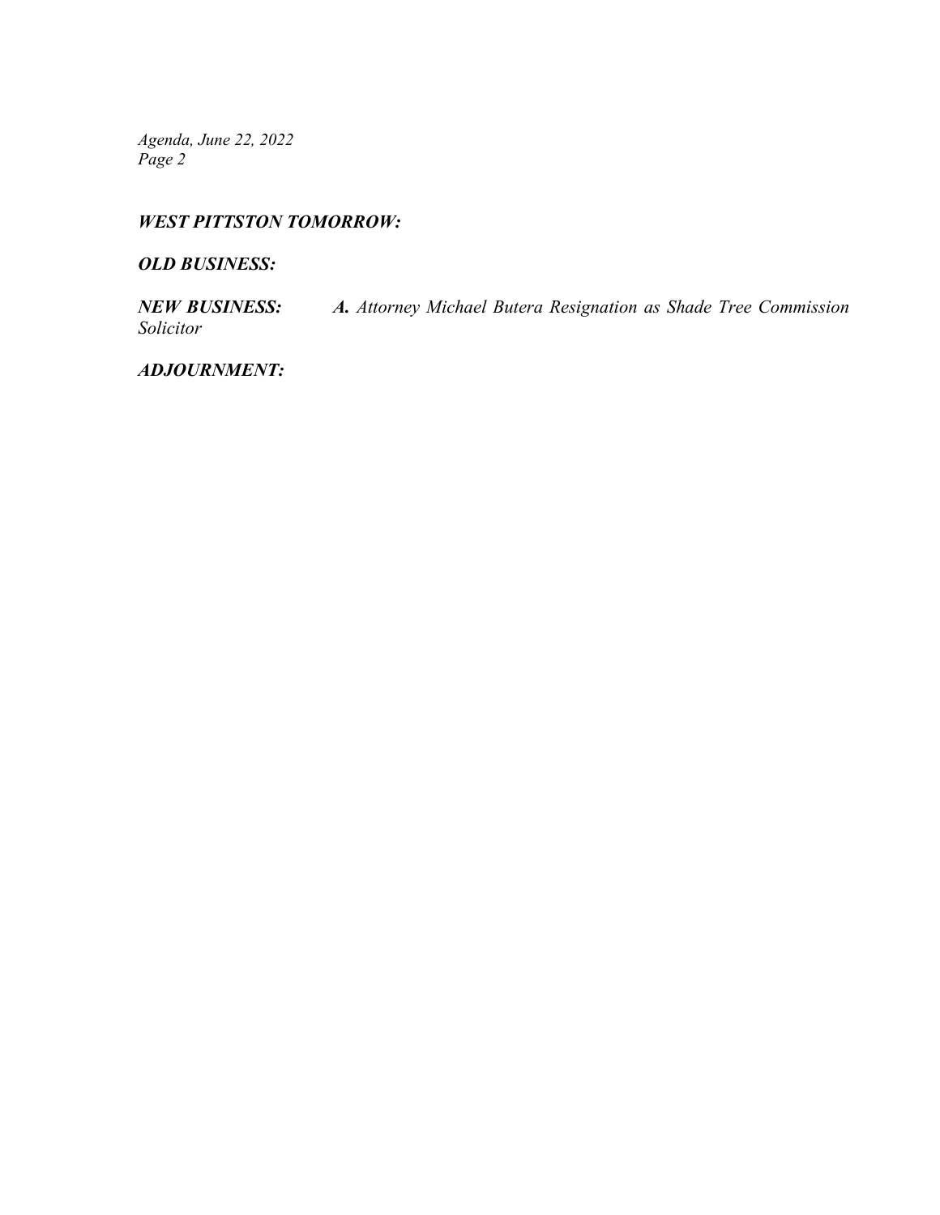***WEST PITTSTON TOMORROW:***

***OLD BUSINESS:***

***NEW BUSINESS:*** ***A.*** *Attorney Michael Butera Resignation as Shade Tree Commission Solicitor*

***ADJOURNMENT:***